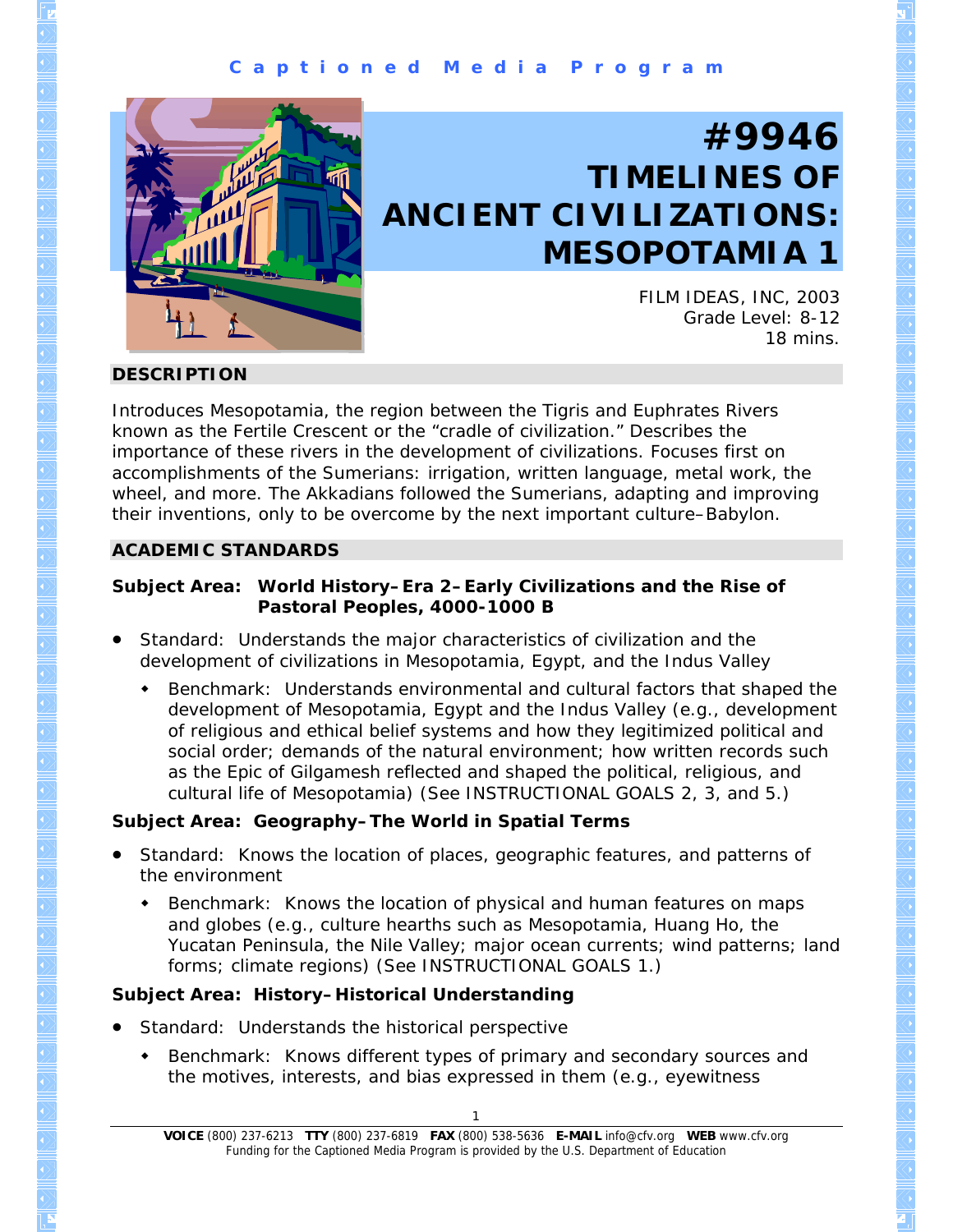Captioned Media Program

# #9946 TIMELINES OF ANCIENT CIVILIZATIONS: MESOPOTAMIA 1

FILM IDEAS, INC, 2003
Grade Level: 8-12
18 mins.

## DESCRIPTION

Introduces Mesopotamia, the region between the Tigris and Euphrates Rivers known as the Fertile Crescent or the "cradle of civilization." Describes the importance of these rivers in the development of civilizations. Focuses first on accomplishments of the Sumerians: irrigation, written language, metal work, the wheel, and more. The Akkadians followed the Sumerians, adapting and improving their inventions, only to be overcome by the next important culture–Babylon.

## ACADEMIC STANDARDS

### Subject Area: World History–Era 2–Early Civilizations and the Rise of Pastoral Peoples, 4000-1000 B

- Standard: Understands the major characteristics of civilization and the development of civilizations in Mesopotamia, Egypt, and the Indus Valley
  - Benchmark: Understands environmental and cultural factors that shaped the development of Mesopotamia, Egypt and the Indus Valley (e.g., development of religious and ethical belief systems and how they legitimized political and social order; demands of the natural environment; how written records such as the Epic of Gilgamesh reflected and shaped the political, religious, and cultural life of Mesopotamia) (See INSTRUCTIONAL GOALS 2, 3, and 5.)

### Subject Area: Geography–The World in Spatial Terms

- Standard: Knows the location of places, geographic features, and patterns of the environment
  - Benchmark: Knows the location of physical and human features on maps and globes (e.g., culture hearths such as Mesopotamia, Huang Ho, the Yucatan Peninsula, the Nile Valley; major ocean currents; wind patterns; land forms; climate regions) (See INSTRUCTIONAL GOALS 1.)

### Subject Area: History–Historical Understanding

- Standard: Understands the historical perspective
  - Benchmark: Knows different types of primary and secondary sources and the motives, interests, and bias expressed in them (e.g., eyewitness

**VOICE** (800) 237-6213 **TTY** (800) 237-6819 **FAX** (800) 538-5636 **E-MAIL** info@cfv.org **WEB** www.cfv.org
Funding for the Captioned Media Program is provided by the U.S. Department of Education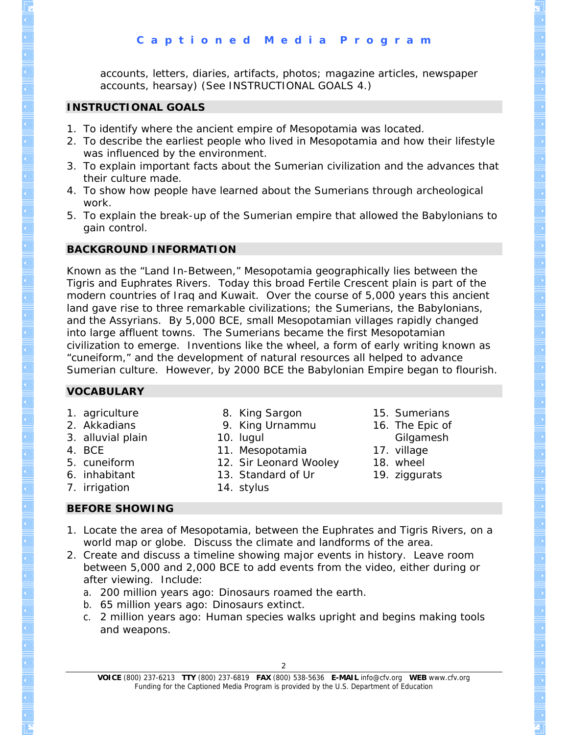accounts, letters, diaries, artifacts, photos; magazine articles, newspaper accounts, hearsay) (See INSTRUCTIONAL GOALS 4.)

## INSTRUCTIONAL GOALS

1. To identify where the ancient empire of Mesopotamia was located.
2. To describe the earliest people who lived in Mesopotamia and how their lifestyle was influenced by the environment.
3. To explain important facts about the Sumerian civilization and the advances that their culture made.
4. To show how people have learned about the Sumerians through archeological work.
5. To explain the break-up of the Sumerian empire that allowed the Babylonians to gain control.

## BACKGROUND INFORMATION

Known as the "Land In-Between," Mesopotamia geographically lies between the Tigris and Euphrates Rivers. Today this broad Fertile Crescent plain is part of the modern countries of Iraq and Kuwait. Over the course of 5,000 years this ancient land gave rise to three remarkable civilizations; the Sumerians, the Babylonians, and the Assyrians. By 5,000 BCE, small Mesopotamian villages rapidly changed into large affluent towns. The Sumerians became the first Mesopotamian civilization to emerge. Inventions like the wheel, a form of early writing known as "cuneiform," and the development of natural resources all helped to advance Sumerian culture. However, by 2000 BCE the Babylonian Empire began to flourish.

## VOCABULARY

1. agriculture
2. Akkadians
3. alluvial plain
4. BCE
5. cuneiform
6. inhabitant
7. irrigation
8. King Sargon
9. King Urnammu
10. lugul
11. Mesopotamia
12. Sir Leonard Wooley
13. Standard of Ur
14. stylus
15. Sumerians
16. The Epic of Gilgamesh
17. village
18. wheel
19. ziggurats

## BEFORE SHOWING

1. Locate the area of Mesopotamia, between the Euphrates and Tigris Rivers, on a world map or globe. Discuss the climate and landforms of the area.
2. Create and discuss a timeline showing major events in history. Leave room between 5,000 and 2,000 BCE to add events from the video, either during or after viewing. Include:
   a. 200 million years ago: Dinosaurs roamed the earth.
   b. 65 million years ago: Dinosaurs extinct.
   c. 2 million years ago: Human species walks upright and begins making tools and weapons.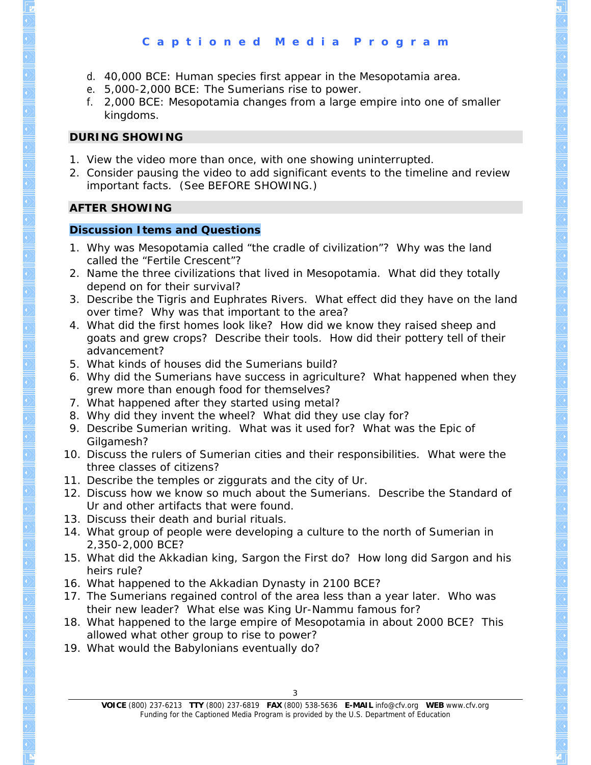d. 40,000 BCE: Human species first appear in the Mesopotamia area.
e. 5,000-2,000 BCE: The Sumerians rise to power.
f. 2,000 BCE: Mesopotamia changes from a large empire into one of smaller kingdoms.

## DURING SHOWING

1. View the video more than once, with one showing uninterrupted.
2. Consider pausing the video to add significant events to the timeline and review important facts. (See BEFORE SHOWING.)

## AFTER SHOWING

### Discussion Items and Questions

1. Why was Mesopotamia called "the cradle of civilization"? Why was the land called the "Fertile Crescent"?
2. Name the three civilizations that lived in Mesopotamia. What did they totally depend on for their survival?
3. Describe the Tigris and Euphrates Rivers. What effect did they have on the land over time? Why was that important to the area?
4. What did the first homes look like? How did we know they raised sheep and goats and grew crops? Describe their tools. How did their pottery tell of their advancement?
5. What kinds of houses did the Sumerians build?
6. Why did the Sumerians have success in agriculture? What happened when they grew more than enough food for themselves?
7. What happened after they started using metal?
8. Why did they invent the wheel? What did they use clay for?
9. Describe Sumerian writing. What was it used for? What was the Epic of Gilgamesh?
10. Discuss the rulers of Sumerian cities and their responsibilities. What were the three classes of citizens?
11. Describe the temples or ziggurats and the city of Ur.
12. Discuss how we know so much about the Sumerians. Describe the Standard of Ur and other artifacts that were found.
13. Discuss their death and burial rituals.
14. What group of people were developing a culture to the north of Sumerian in 2,350-2,000 BCE?
15. What did the Akkadian king, Sargon the First do? How long did Sargon and his heirs rule?
16. What happened to the Akkadian Dynasty in 2100 BCE?
17. The Sumerians regained control of the area less than a year later. Who was their new leader? What else was King Ur-Nammu famous for?
18. What happened to the large empire of Mesopotamia in about 2000 BCE? This allowed what other group to rise to power?
19. What would the Babylonians eventually do?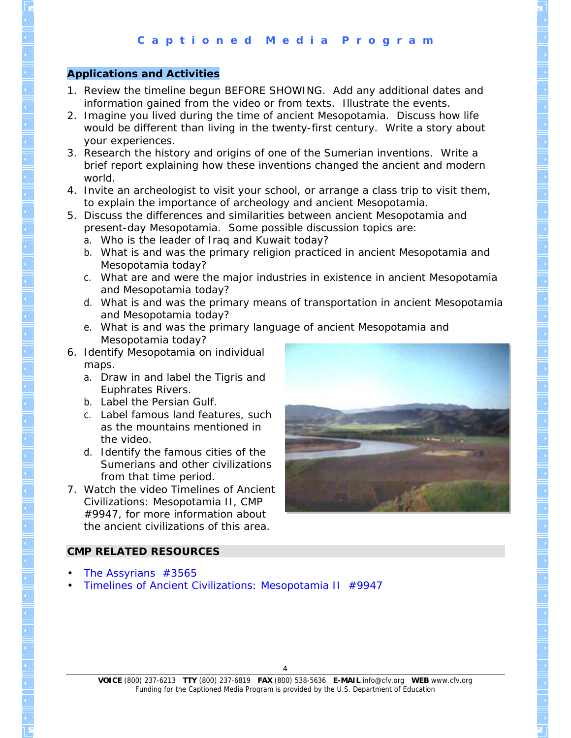## Applications and Activities

1. Review the timeline begun BEFORE SHOWING. Add any additional dates and information gained from the video or from texts. Illustrate the events.
2. Imagine you lived during the time of ancient Mesopotamia. Discuss how life would be different than living in the twenty-first century. Write a story about your experiences.
3. Research the history and origins of one of the Sumerian inventions. Write a brief report explaining how these inventions changed the ancient and modern world.
4. Invite an archeologist to visit your school, or arrange a class trip to visit them, to explain the importance of archeology and ancient Mesopotamia.
5. Discuss the differences and similarities between ancient Mesopotamia and present-day Mesopotamia. Some possible discussion topics are:
   a. Who is the leader of Iraq and Kuwait today?
   b. What is and was the primary religion practiced in ancient Mesopotamia and Mesopotamia today?
   c. What are and were the major industries in existence in ancient Mesopotamia and Mesopotamia today?
   d. What is and was the primary means of transportation in ancient Mesopotamia and Mesopotamia today?
   e. What is and was the primary language of ancient Mesopotamia and Mesopotamia today?
6. Identify Mesopotamia on individual maps.
   a. Draw in and label the Tigris and Euphrates Rivers.
   b. Label the Persian Gulf.
   c. Label famous land features, such as the mountains mentioned in the video.
   d. Identify the famous cities of the Sumerians and other civilizations from that time period.
7. Watch the video Timelines of Ancient Civilizations: Mesopotamia II, CMP #9947, for more information about the ancient civilizations of this area.

## CMP RELATED RESOURCES

- The Assyrians #3565
- Timelines of Ancient Civilizations: Mesopotamia II #9947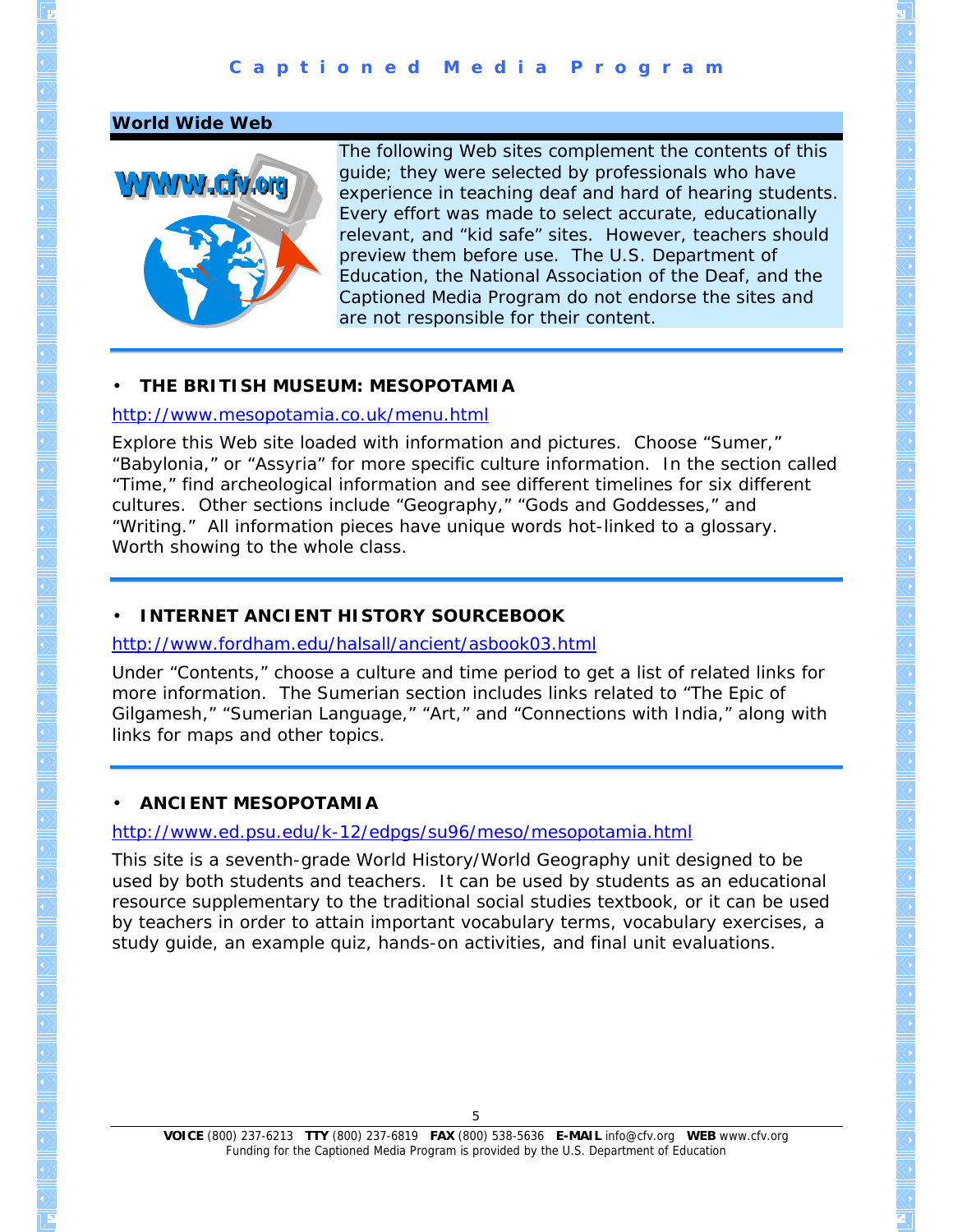## World Wide Web

The following Web sites complement the contents of this guide; they were selected by professionals who have experience in teaching deaf and hard of hearing students. Every effort was made to select accurate, educationally relevant, and "kid safe" sites. However, teachers should preview them before use. The U.S. Department of Education, the National Association of the Deaf, and the Captioned Media Program do not endorse the sites and are not responsible for their content.

- **THE BRITISH MUSEUM: MESOPOTAMIA**

http://www.mesopotamia.co.uk/menu.html

Explore this Web site loaded with information and pictures. Choose "Sumer," "Babylonia," or "Assyria" for more specific culture information. In the section called "Time," find archeological information and see different timelines for six different cultures. Other sections include "Geography," "Gods and Goddesses," and "Writing." All information pieces have unique words hot-linked to a glossary. Worth showing to the whole class.

- **INTERNET ANCIENT HISTORY SOURCEBOOK**

http://www.fordham.edu/halsall/ancient/asbook03.html

Under "Contents," choose a culture and time period to get a list of related links for more information. The Sumerian section includes links related to "The Epic of Gilgamesh," "Sumerian Language," "Art," and "Connections with India," along with links for maps and other topics.

- **ANCIENT MESOPOTAMIA**

http://www.ed.psu.edu/k-12/edpgs/su96/meso/mesopotamia.html

This site is a seventh-grade World History/World Geography unit designed to be used by both students and teachers. It can be used by students as an educational resource supplementary to the traditional social studies textbook, or it can be used by teachers in order to attain important vocabulary terms, vocabulary exercises, a study guide, an example quiz, hands-on activities, and final unit evaluations.